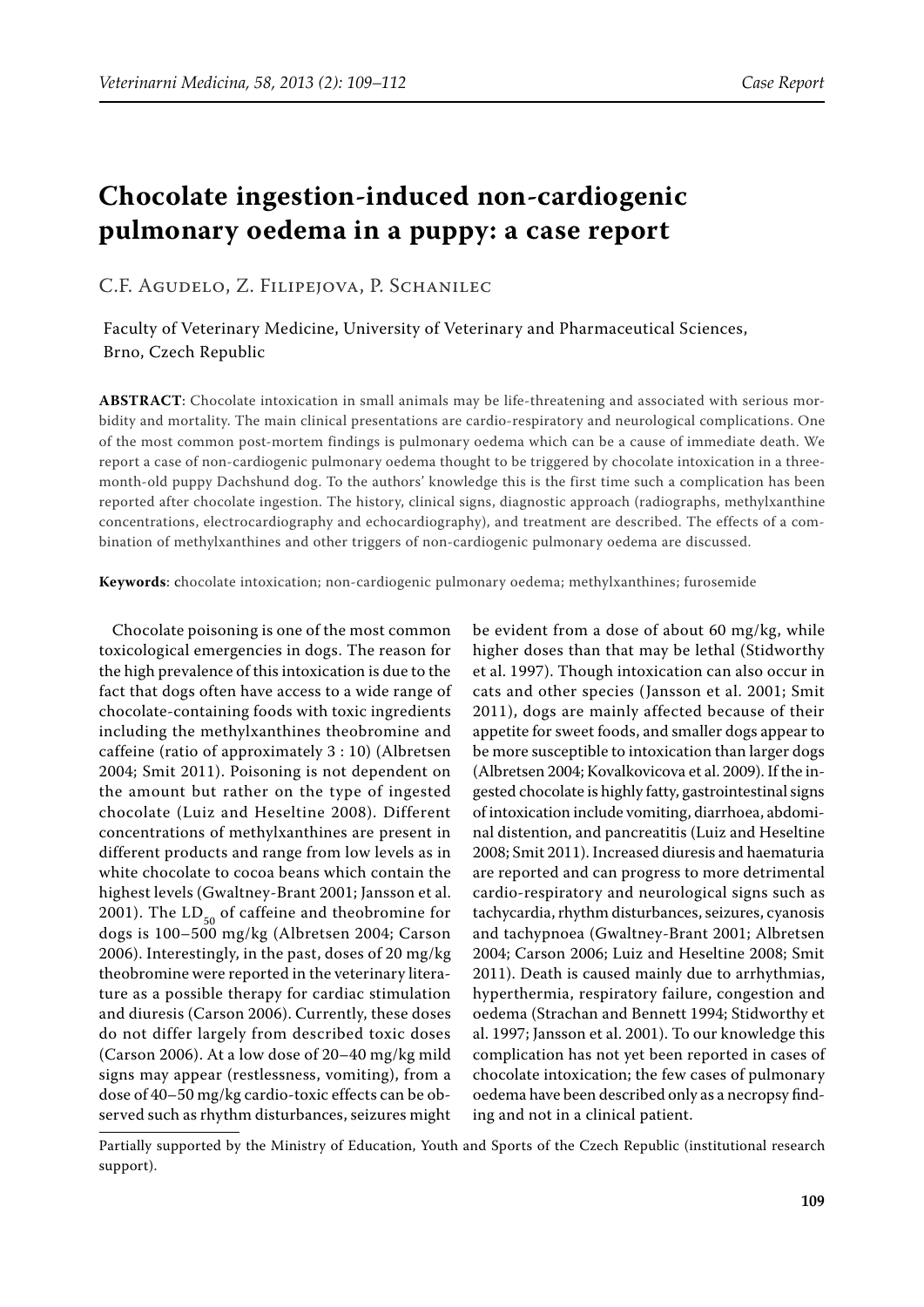# Chocolate ingestion-induced non-cardiogenic pulmonary oedema in a puppy: a case report

C.F. Agudelo, Z. Filipejova, P. Schanilec

Faculty of Veterinary Medicine, University of Veterinary and Pharmaceutical Sciences, Brno, Czech Republic

**ABSTRACT**: Chocolate intoxication in small animals may be life-threatening and associated with serious morbidity and mortality. The main clinical presentations are cardio-respiratory and neurological complications. One of the most common post-mortem findings is pulmonary oedema which can be a cause of immediate death. We report a case of non-cardiogenic pulmonary oedema thought to be triggered by chocolate intoxication in a three-month-old puppy Dachshund dog. To the authors' knowledge this is the first time such a complication has been reported after chocolate ingestion. The history, clinical signs, diagnostic approach (radiographs, methylxanthine concentrations, electrocardiography and echocardiography), and treatment are described. The effects of a combination of methylxanthines and other triggers of non-cardiogenic pulmonary oedema are discussed.

**Keywords**: chocolate intoxication; non-cardiogenic pulmonary oedema; methylxanthines; furosemide

Chocolate poisoning is one of the most common toxicological emergencies in dogs. The reason for the high prevalence of this intoxication is due to the fact that dogs often have access to a wide range of chocolate-containing foods with toxic ingredients including the methylxanthines theobromine and caffeine (ratio of approximately 3 : 10) (Albretsen 2004; Smit 2011). Poisoning is not dependent on the amount but rather on the type of ingested chocolate (Luiz and Heseltine 2008). Different concentrations of methylxanthines are present in different products and range from low levels as in white chocolate to cocoa beans which contain the highest levels (Gwaltney-Brant 2001; Jansson et al. 2001). The $LD_{50}$ of caffeine and theobromine for dogs is 100–500 mg/kg (Albretsen 2004; Carson 2006). Interestingly, in the past, doses of 20 mg/kg theobromine were reported in the veterinary literature as a possible therapy for cardiac stimulation and diuresis (Carson 2006). Currently, these doses do not differ largely from described toxic doses (Carson 2006). At a low dose of 20–40 mg/kg mild signs may appear (restlessness, vomiting), from a dose of 40–50 mg/kg cardio-toxic effects can be observed such as rhythm disturbances, seizures might be evident from a dose of about 60 mg/kg, while higher doses than that may be lethal (Stidworthy et al. 1997). Though intoxication can also occur in cats and other species (Jansson et al. 2001; Smit 2011), dogs are mainly affected because of their appetite for sweet foods, and smaller dogs appear to be more susceptible to intoxication than larger dogs (Albretsen 2004; Kovalkovicova et al. 2009). If the ingested chocolate is highly fatty, gastrointestinal signs of intoxication include vomiting, diarrhoea, abdominal distention, and pancreatitis (Luiz and Heseltine 2008; Smit 2011). Increased diuresis and haematuria are reported and can progress to more detrimental cardio-respiratory and neurological signs such as tachycardia, rhythm disturbances, seizures, cyanosis and tachypnoea (Gwaltney-Brant 2001; Albretsen 2004; Carson 2006; Luiz and Heseltine 2008; Smit 2011). Death is caused mainly due to arrhythmias, hyperthermia, respiratory failure, congestion and oedema (Strachan and Bennett 1994; Stidworthy et al. 1997; Jansson et al. 2001). To our knowledge this complication has not yet been reported in cases of chocolate intoxication; the few cases of pulmonary oedema have been described only as a necropsy finding and not in a clinical patient.

Partially supported by the Ministry of Education, Youth and Sports of the Czech Republic (institutional research support).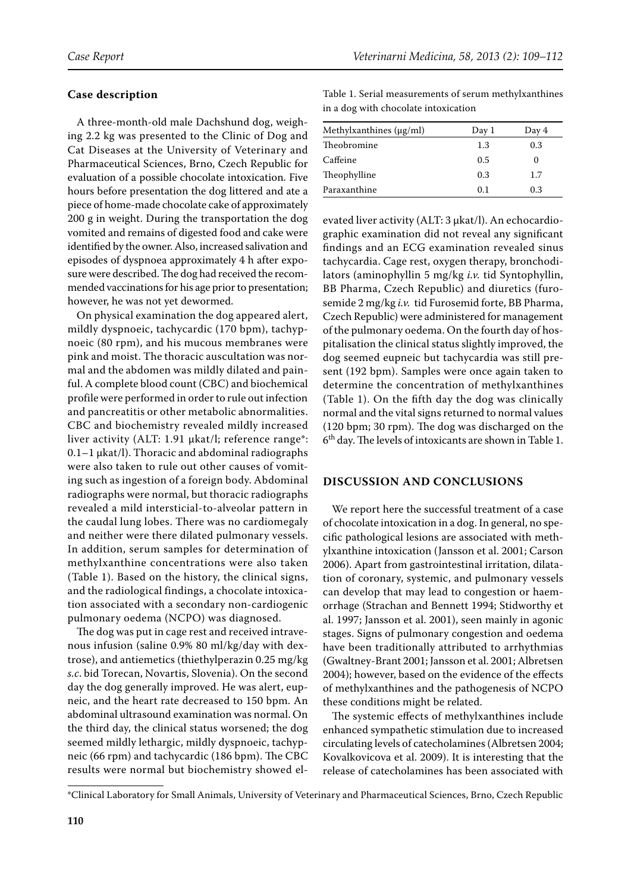## Case description

A three-month-old male Dachshund dog, weighing 2.2 kg was presented to the Clinic of Dog and Cat Diseases at the University of Veterinary and Pharmaceutical Sciences, Brno, Czech Republic for evaluation of a possible chocolate intoxication. Five hours before presentation the dog littered and ate a piece of home-made chocolate cake of approximately 200 g in weight. During the transportation the dog vomited and remains of digested food and cake were identified by the owner. Also, increased salivation and episodes of dyspnoea approximately 4 h after exposure were described. The dog had received the recommended vaccinations for his age prior to presentation; however, he was not yet dewormed.

On physical examination the dog appeared alert, mildly dyspnoeic, tachycardic (170 bpm), tachypnoeic (80 rpm), and his mucous membranes were pink and moist. The thoracic auscultation was normal and the abdomen was mildly dilated and painful. A complete blood count (CBC) and biochemical profile were performed in order to rule out infection and pancreatitis or other metabolic abnormalities. CBC and biochemistry revealed mildly increased liver activity (ALT: 1.91 μkat/l; reference range*: 0.1–1 μkat/l). Thoracic and abdominal radiographs were also taken to rule out other causes of vomiting such as ingestion of a foreign body. Abdominal radiographs were normal, but thoracic radiographs revealed a mild intersticial-to-alveolar pattern in the caudal lung lobes. There was no cardiomegaly and neither were there dilated pulmonary vessels. In addition, serum samples for determination of methylxanthine concentrations were also taken (Table 1). Based on the history, the clinical signs, and the radiological findings, a chocolate intoxication associated with a secondary non-cardiogenic pulmonary oedema (NCPO) was diagnosed.

The dog was put in cage rest and received intravenous infusion (saline 0.9% 80 ml/kg/day with dextrose), and antiemetics (thiethylperazin 0.25 mg/kg *s.c*. bid Torecan, Novartis, Slovenia). On the second day the dog generally improved. He was alert, eupneic, and the heart rate decreased to 150 bpm. An abdominal ultrasound examination was normal. On the third day, the clinical status worsened; the dog seemed mildly lethargic, mildly dyspnoeic, tachypneic (66 rpm) and tachycardic (186 bpm). The CBC results were normal but biochemistry showed elevated liver activity (ALT: 3 μkat/l). An echocardiographic examination did not reveal any significant findings and an ECG examination revealed sinus tachycardia. Cage rest, oxygen therapy, bronchodilators (aminophyllin 5 mg/kg *i.v.* tid Syntophyllin, BB Pharma, Czech Republic) and diuretics (furosemide 2 mg/kg *i.v.* tid Furosemid forte, BB Pharma, Czech Republic) were administered for management of the pulmonary oedema. On the fourth day of hospitalisation the clinical status slightly improved, the dog seemed eupneic but tachycardia was still present (192 bpm). Samples were once again taken to determine the concentration of methylxanthines (Table 1). On the fifth day the dog was clinically normal and the vital signs returned to normal values (120 bpm; 30 rpm). The dog was discharged on the 6[th] day. The levels of intoxicants are shown in Table 1.

Table 1. Serial measurements of serum methylxanthines in a dog with chocolate intoxication

| Methylxanthines (μg/ml) | Day 1 | Day 4 |
|---|---|---|
| Theobromine | 1.3 | 0.3 |
| Caffeine | 0.5 | 0 |
| Theophylline | 0.3 | 1.7 |
| Paraxanthine | 0.1 | 0.3 |

## DISCUSSION AND CONCLUSIONS

We report here the successful treatment of a case of chocolate intoxication in a dog. In general, no specific pathological lesions are associated with methylxanthine intoxication (Jansson et al. 2001; Carson 2006). Apart from gastrointestinal irritation, dilatation of coronary, systemic, and pulmonary vessels can develop that may lead to congestion or haemorrhage (Strachan and Bennett 1994; Stidworthy et al. 1997; Jansson et al. 2001), seen mainly in agonic stages. Signs of pulmonary congestion and oedema have been traditionally attributed to arrhythmias (Gwaltney-Brant 2001; Jansson et al. 2001; Albretsen 2004); however, based on the evidence of the effects of methylxanthines and the pathogenesis of NCPO these conditions might be related.

The systemic effects of methylxanthines include enhanced sympathetic stimulation due to increased circulating levels of catecholamines (Albretsen 2004; Kovalkovicova et al. 2009). It is interesting that the release of catecholamines has been associated with

*Clinical Laboratory for Small Animals, University of Veterinary and Pharmaceutical Sciences, Brno, Czech Republic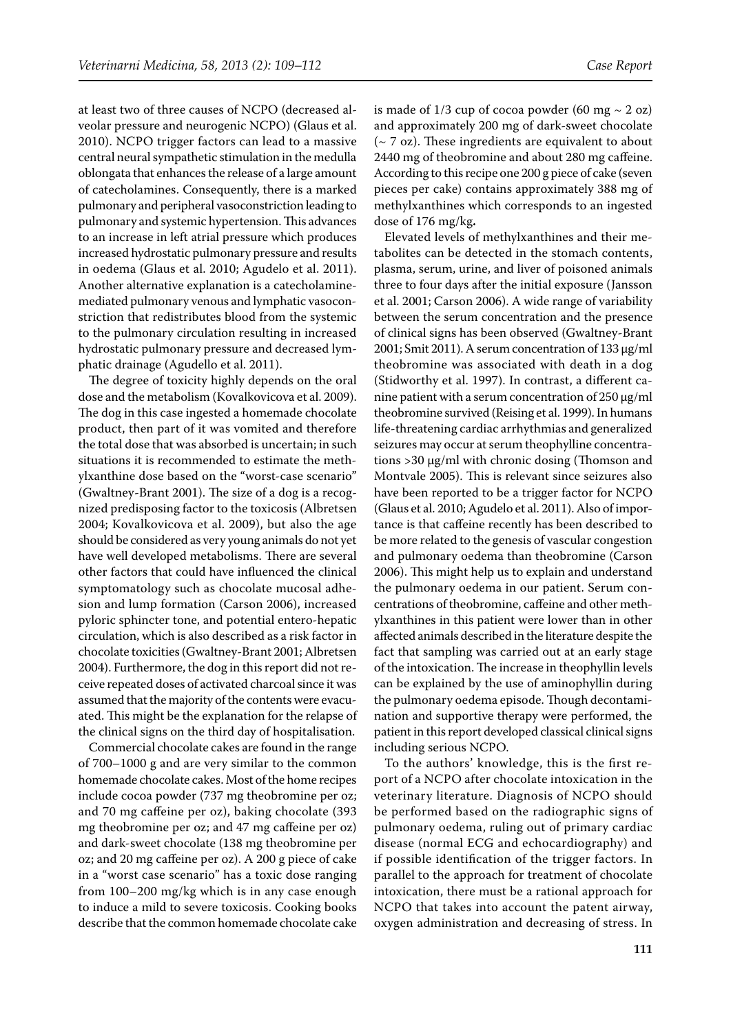at least two of three causes of NCPO (decreased alveolar pressure and neurogenic NCPO) (Glaus et al. 2010). NCPO trigger factors can lead to a massive central neural sympathetic stimulation in the medulla oblongata that enhances the release of a large amount of catecholamines. Consequently, there is a marked pulmonary and peripheral vasoconstriction leading to pulmonary and systemic hypertension. This advances to an increase in left atrial pressure which produces increased hydrostatic pulmonary pressure and results in oedema (Glaus et al. 2010; Agudelo et al. 2011). Another alternative explanation is a catecholamine-mediated pulmonary venous and lymphatic vasoconstriction that redistributes blood from the systemic to the pulmonary circulation resulting in increased hydrostatic pulmonary pressure and decreased lymphatic drainage (Agudello et al. 2011).

The degree of toxicity highly depends on the oral dose and the metabolism (Kovalkovicova et al. 2009). The dog in this case ingested a homemade chocolate product, then part of it was vomited and therefore the total dose that was absorbed is uncertain; in such situations it is recommended to estimate the methylxanthine dose based on the "worst-case scenario" (Gwaltney-Brant 2001). The size of a dog is a recognized predisposing factor to the toxicosis (Albretsen 2004; Kovalkovicova et al. 2009), but also the age should be considered as very young animals do not yet have well developed metabolisms. There are several other factors that could have influenced the clinical symptomatology such as chocolate mucosal adhesion and lump formation (Carson 2006), increased pyloric sphincter tone, and potential entero-hepatic circulation, which is also described as a risk factor in chocolate toxicities (Gwaltney-Brant 2001; Albretsen 2004). Furthermore, the dog in this report did not receive repeated doses of activated charcoal since it was assumed that the majority of the contents were evacuated. This might be the explanation for the relapse of the clinical signs on the third day of hospitalisation.

Commercial chocolate cakes are found in the range of 700–1000 g and are very similar to the common homemade chocolate cakes. Most of the home recipes include cocoa powder (737 mg theobromine per oz; and 70 mg caffeine per oz), baking chocolate (393 mg theobromine per oz; and 47 mg caffeine per oz) and dark-sweet chocolate (138 mg theobromine per oz; and 20 mg caffeine per oz). A 200 g piece of cake in a "worst case scenario" has a toxic dose ranging from 100–200 mg/kg which is in any case enough to induce a mild to severe toxicosis. Cooking books describe that the common homemade chocolate cake is made of 1/3 cup of cocoa powder (60 mg ~ 2 oz) and approximately 200 mg of dark-sweet chocolate (~ 7 oz). These ingredients are equivalent to about 2440 mg of theobromine and about 280 mg caffeine. According to this recipe one 200 g piece of cake (seven pieces per cake) contains approximately 388 mg of methylxanthines which corresponds to an ingested dose of 176 mg/kg**.**

Elevated levels of methylxanthines and their metabolites can be detected in the stomach contents, plasma, serum, urine, and liver of poisoned animals three to four days after the initial exposure (Jansson et al. 2001; Carson 2006). A wide range of variability between the serum concentration and the presence of clinical signs has been observed (Gwaltney-Brant 2001; Smit 2011). A serum concentration of 133 μg/ml theobromine was associated with death in a dog (Stidworthy et al. 1997). In contrast, a different canine patient with a serum concentration of 250 μg/ml theobromine survived (Reising et al. 1999). In humans life-threatening cardiac arrhythmias and generalized seizures may occur at serum theophylline concentrations >30 μg/ml with chronic dosing (Thomson and Montvale 2005). This is relevant since seizures also have been reported to be a trigger factor for NCPO (Glaus et al. 2010; Agudelo et al. 2011). Also of importance is that caffeine recently has been described to be more related to the genesis of vascular congestion and pulmonary oedema than theobromine (Carson 2006). This might help us to explain and understand the pulmonary oedema in our patient. Serum concentrations of theobromine, caffeine and other methylxanthines in this patient were lower than in other affected animals described in the literature despite the fact that sampling was carried out at an early stage of the intoxication. The increase in theophyllin levels can be explained by the use of aminophyllin during the pulmonary oedema episode. Though decontamination and supportive therapy were performed, the patient in this report developed classical clinical signs including serious NCPO.

To the authors' knowledge, this is the first report of a NCPO after chocolate intoxication in the veterinary literature. Diagnosis of NCPO should be performed based on the radiographic signs of pulmonary oedema, ruling out of primary cardiac disease (normal ECG and echocardiography) and if possible identification of the trigger factors. In parallel to the approach for treatment of chocolate intoxication, there must be a rational approach for NCPO that takes into account the patent airway, oxygen administration and decreasing of stress. In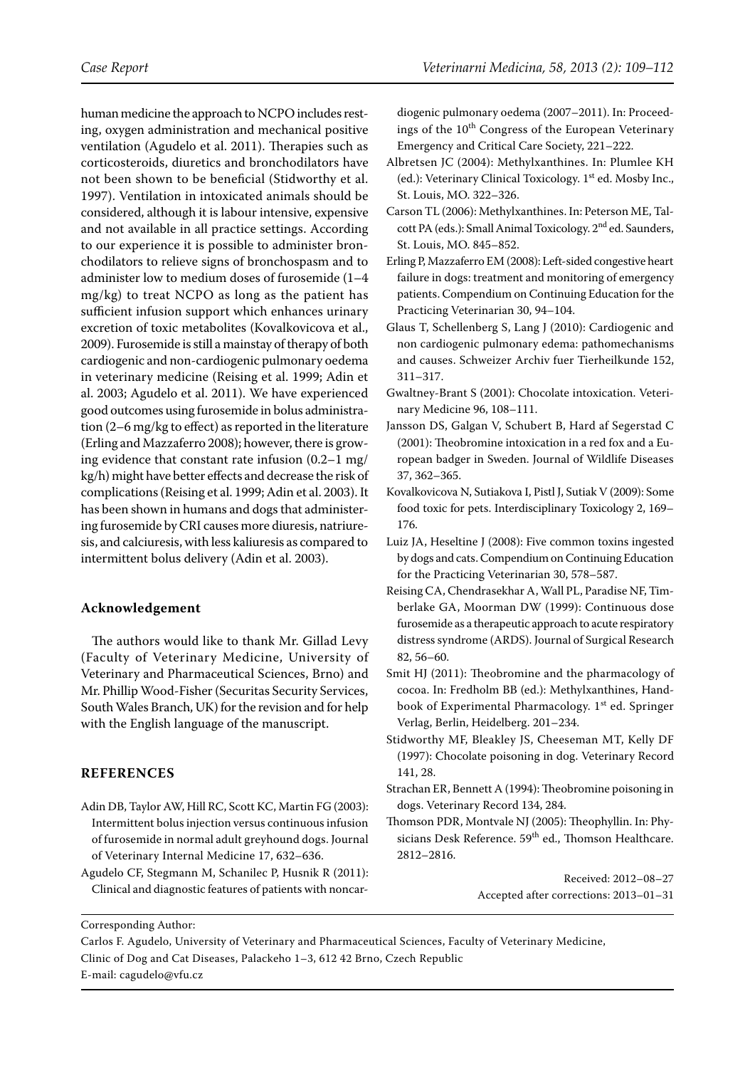human medicine the approach to NCPO includes resting, oxygen administration and mechanical positive ventilation (Agudelo et al. 2011). Therapies such as corticosteroids, diuretics and bronchodilators have not been shown to be beneficial (Stidworthy et al. 1997). Ventilation in intoxicated animals should be considered, although it is labour intensive, expensive and not available in all practice settings. According to our experience it is possible to administer bronchodilators to relieve signs of bronchospasm and to administer low to medium doses of furosemide (1–4 mg/kg) to treat NCPO as long as the patient has sufficient infusion support which enhances urinary excretion of toxic metabolites (Kovalkovicova et al., 2009). Furosemide is still a mainstay of therapy of both cardiogenic and non-cardiogenic pulmonary oedema in veterinary medicine (Reising et al. 1999; Adin et al. 2003; Agudelo et al. 2011). We have experienced good outcomes using furosemide in bolus administration (2–6 mg/kg to effect) as reported in the literature (Erling and Mazzaferro 2008); however, there is growing evidence that constant rate infusion (0.2–1 mg/kg/h) might have better effects and decrease the risk of complications (Reising et al. 1999; Adin et al. 2003). It has been shown in humans and dogs that administering furosemide by CRI causes more diuresis, natriuresis, and calciuresis, with less kaliuresis as compared to intermittent bolus delivery (Adin et al. 2003).

## Acknowledgement

The authors would like to thank Mr. Gillad Levy (Faculty of Veterinary Medicine, University of Veterinary and Pharmaceutical Sciences, Brno) and Mr. Phillip Wood-Fisher (Securitas Security Services, South Wales Branch, UK) for the revision and for help with the English language of the manuscript.

## REFERENCES

Adin DB, Taylor AW, Hill RC, Scott KC, Martin FG (2003): Intermittent bolus injection versus continuous infusion of furosemide in normal adult greyhound dogs. Journal of Veterinary Internal Medicine 17, 632–636.

Agudelo CF, Stegmann M, Schanilec P, Husnik R (2011): Clinical and diagnostic features of patients with noncardiogenic pulmonary oedema (2007–2011). In: Proceedings of the 10th Congress of the European Veterinary Emergency and Critical Care Society, 221–222.

Albretsen JC (2004): Methylxanthines. In: Plumlee KH (ed.): Veterinary Clinical Toxicology. 1st ed. Mosby Inc., St. Louis, MO. 322–326.

Carson TL (2006): Methylxanthines. In: Peterson ME, Talcott PA (eds.): Small Animal Toxicology. 2nd ed. Saunders, St. Louis, MO. 845–852.

Erling P, Mazzaferro EM (2008): Left-sided congestive heart failure in dogs: treatment and monitoring of emergency patients. Compendium on Continuing Education for the Practicing Veterinarian 30, 94–104.

Glaus T, Schellenberg S, Lang J (2010): Cardiogenic and non cardiogenic pulmonary edema: pathomechanisms and causes. Schweizer Archiv fuer Tierheilkunde 152, 311–317.

Gwaltney-Brant S (2001): Chocolate intoxication. Veterinary Medicine 96, 108–111.

Jansson DS, Galgan V, Schubert B, Hard af Segerstad C (2001): Theobromine intoxication in a red fox and a European badger in Sweden. Journal of Wildlife Diseases 37, 362–365.

Kovalkovicova N, Sutiakova I, Pistl J, Sutiak V (2009): Some food toxic for pets. Interdisciplinary Toxicology 2, 169–176.

Luiz JA, Heseltine J (2008): Five common toxins ingested by dogs and cats. Compendium on Continuing Education for the Practicing Veterinarian 30, 578–587.

Reising CA, Chendrasekhar A, Wall PL, Paradise NF, Timberlake GA, Moorman DW (1999): Continuous dose furosemide as a therapeutic approach to acute respiratory distress syndrome (ARDS). Journal of Surgical Research 82, 56–60.

Smit HJ (2011): Theobromine and the pharmacology of cocoa. In: Fredholm BB (ed.): Methylxanthines, Handbook of Experimental Pharmacology. 1st ed. Springer Verlag, Berlin, Heidelberg. 201–234.

Stidworthy MF, Bleakley JS, Cheeseman MT, Kelly DF (1997): Chocolate poisoning in dog. Veterinary Record 141, 28.

Strachan ER, Bennett A (1994): Theobromine poisoning in dogs. Veterinary Record 134, 284.

Thomson PDR, Montvale NJ (2005): Theophyllin. In: Physicians Desk Reference. 59th ed., Thomson Healthcare. 2812–2816.

Received: 2012–08–27
Accepted after corrections: 2013–01–31

Corresponding Author:
Carlos F. Agudelo, University of Veterinary and Pharmaceutical Sciences, Faculty of Veterinary Medicine, Clinic of Dog and Cat Diseases, Palackeho 1–3, 612 42 Brno, Czech Republic
E-mail: cagudelo@vfu.cz